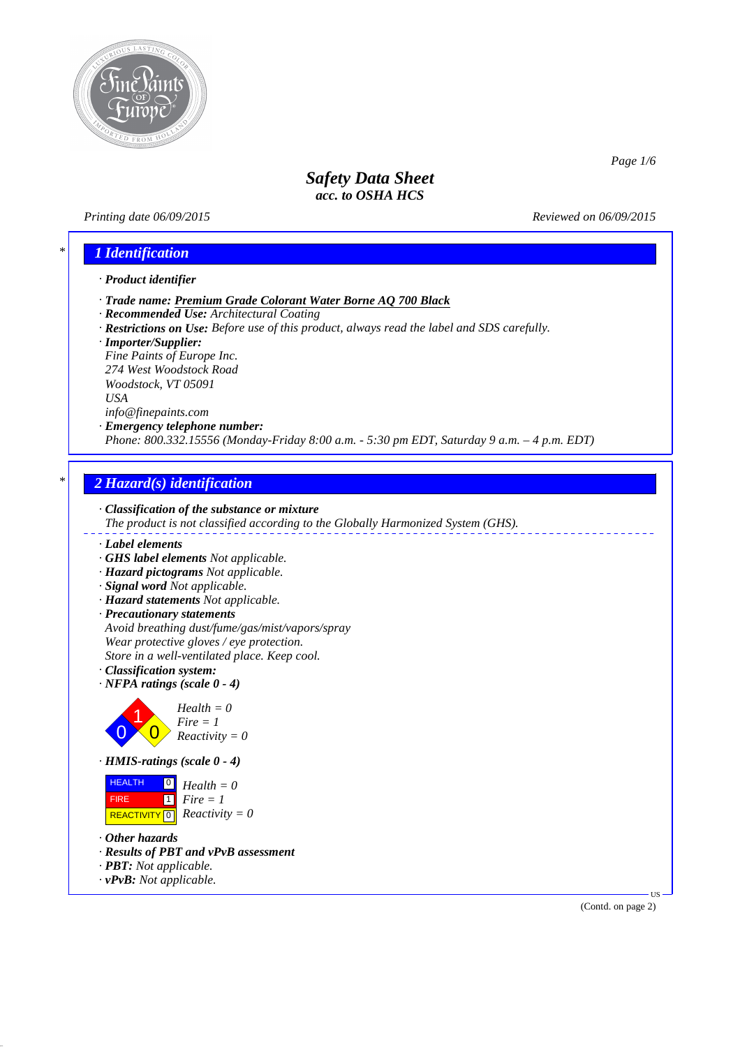# Safety Data Sheet
*acc. to OSHA HCS*

*Printing date 06/09/2015* *Reviewed on 06/09/2015*

## 1 Identification

· **Product identifier**

· **Trade name: Premium Grade Colorant Water Borne AQ 700 Black**
· **Recommended Use:** Architectural Coating
· **Restrictions on Use:** Before use of this product, always read the label and SDS carefully.
· **Importer/Supplier:**
Fine Paints of Europe Inc.
274 West Woodstock Road
Woodstock, VT 05091
USA
info@finepaints.com
· **Emergency telephone number:**
Phone: 800.332.15556 (Monday-Friday 8:00 a.m. - 5:30 pm EDT, Saturday 9 a.m. – 4 p.m. EDT)

## 2 Hazard(s) identification

· **Classification of the substance or mixture**
The product is not classified according to the Globally Harmonized System (GHS).

· **Label elements**
· **GHS label elements** Not applicable.
· **Hazard pictograms** Not applicable.
· **Signal word** Not applicable.
· **Hazard statements** Not applicable.
· **Precautionary statements**
Avoid breathing dust/fume/gas/mist/vapors/spray
Wear protective gloves / eye protection.
Store in a well-ventilated place. Keep cool.
· **Classification system:**
· **NFPA ratings (scale 0 - 4)**

Health = 0
Fire = 1
Reactivity = 0

· **HMIS-ratings (scale 0 - 4)**

| | | |
|---|---|---|
| HEALTH | 0 | Health = 0 |
| FIRE | 1 | Fire = 1 |
| REACTIVITY | 0 | Reactivity = 0 |

· **Other hazards**
· **Results of PBT and vPvB assessment**
· **PBT:** Not applicable.
· **vPvB:** Not applicable.

(Contd. on page 2)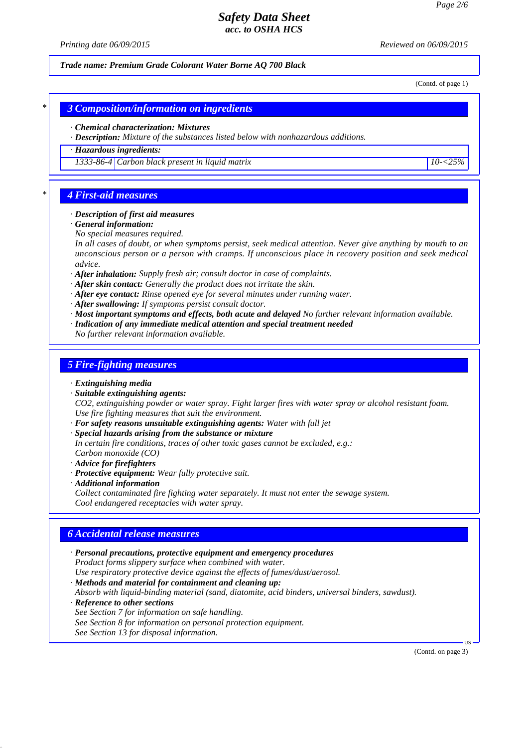*Safety Data Sheet*
*acc. to OSHA HCS*

*Printing date 06/09/2015* *Reviewed on 06/09/2015*

***Trade name: Premium Grade Colorant Water Borne AQ 700 Black***

(Contd. of page 1)

## 3 Composition/information on ingredients

· ***Chemical characterization: Mixtures***
· ***Description:*** *Mixture of the substances listed below with nonhazardous additions.*

| · ***Hazardous ingredients:*** | | |
|---|---|---|
| *1333-86-4* | *Carbon black present in liquid matrix* | *10-<25%* |

## 4 First-aid measures

· ***Description of first aid measures***
· ***General information:***
*No special measures required.*
*In all cases of doubt, or when symptoms persist, seek medical attention. Never give anything by mouth to an unconscious person or a person with cramps. If unconscious place in recovery position and seek medical advice.*
· ***After inhalation:*** *Supply fresh air; consult doctor in case of complaints.*
· ***After skin contact:*** *Generally the product does not irritate the skin.*
· ***After eye contact:*** *Rinse opened eye for several minutes under running water.*
· ***After swallowing:*** *If symptoms persist consult doctor.*
· ***Most important symptoms and effects, both acute and delayed*** *No further relevant information available.*
· ***Indication of any immediate medical attention and special treatment needed***
*No further relevant information available.*

## 5 Fire-fighting measures

· ***Extinguishing media***
· ***Suitable extinguishing agents:***
*CO2, extinguishing powder or water spray. Fight larger fires with water spray or alcohol resistant foam.*
*Use fire fighting measures that suit the environment.*
· ***For safety reasons unsuitable extinguishing agents:*** *Water with full jet*
· ***Special hazards arising from the substance or mixture***
*In certain fire conditions, traces of other toxic gases cannot be excluded, e.g.:*
*Carbon monoxide (CO)*
· ***Advice for firefighters***
· ***Protective equipment:*** *Wear fully protective suit.*
· ***Additional information***
*Collect contaminated fire fighting water separately. It must not enter the sewage system.*
*Cool endangered receptacles with water spray.*

## 6 Accidental release measures

· ***Personal precautions, protective equipment and emergency procedures***
*Product forms slippery surface when combined with water.*
*Use respiratory protective device against the effects of fumes/dust/aerosol.*
· ***Methods and material for containment and cleaning up:***
*Absorb with liquid-binding material (sand, diatomite, acid binders, universal binders, sawdust).*
· ***Reference to other sections***
*See Section 7 for information on safe handling.*
*See Section 8 for information on personal protection equipment.*
*See Section 13 for disposal information.*

(Contd. on page 3)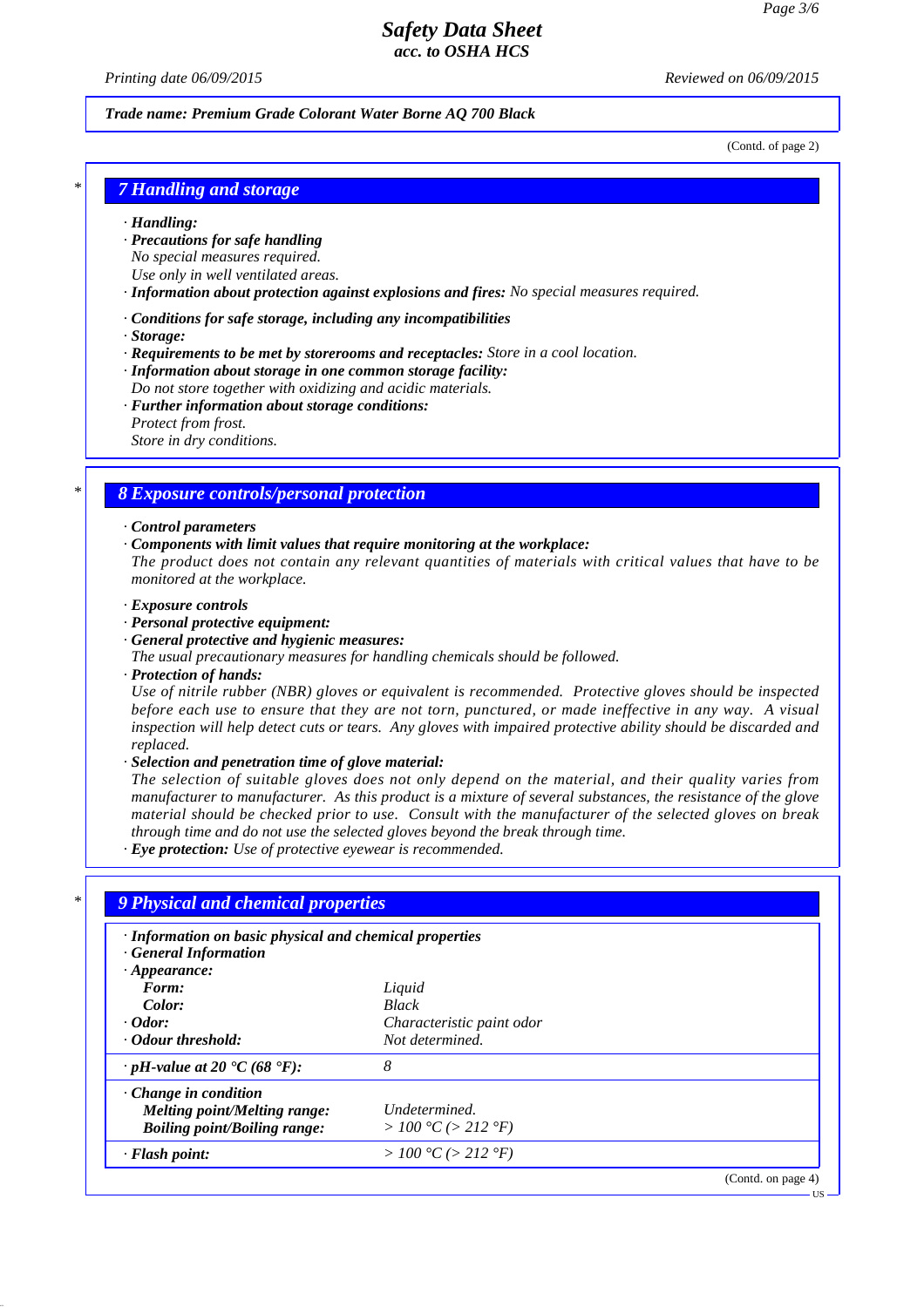Trade name: Premium Grade Colorant Water Borne AQ 700 Black

(Contd. of page 2)

## 7 Handling and storage

· **Handling:**
· **Precautions for safe handling**
No special measures required.
Use only in well ventilated areas.
· **Information about protection against explosions and fires:** No special measures required.

· **Conditions for safe storage, including any incompatibilities**
· **Storage:**
· **Requirements to be met by storerooms and receptacles:** Store in a cool location.
· **Information about storage in one common storage facility:**
Do not store together with oxidizing and acidic materials.
· **Further information about storage conditions:**
Protect from frost.
Store in dry conditions.

## 8 Exposure controls/personal protection

· **Control parameters**
· **Components with limit values that require monitoring at the workplace:**
The product does not contain any relevant quantities of materials with critical values that have to be monitored at the workplace.

· **Exposure controls**
· **Personal protective equipment:**
· **General protective and hygienic measures:**
The usual precautionary measures for handling chemicals should be followed.
· **Protection of hands:**
Use of nitrile rubber (NBR) gloves or equivalent is recommended. Protective gloves should be inspected before each use to ensure that they are not torn, punctured, or made ineffective in any way. A visual inspection will help detect cuts or tears. Any gloves with impaired protective ability should be discarded and replaced.
· **Selection and penetration time of glove material:**
The selection of suitable gloves does not only depend on the material, and their quality varies from manufacturer to manufacturer. As this product is a mixture of several substances, the resistance of the glove material should be checked prior to use. Consult with the manufacturer of the selected gloves on break through time and do not use the selected gloves beyond the break through time.
· **Eye protection:** Use of protective eyewear is recommended.

## 9 Physical and chemical properties

| · Information on basic physical and chemical properties | |
|---|---|
| · General Information | |
| · Appearance: | |
| Form: | Liquid |
| Color: | Black |
| · Odor: | Characteristic paint odor |
| · Odour threshold: | Not determined. |
| · pH-value at 20 °C (68 °F): | 8 |
| · Change in condition | |
| Melting point/Melting range: | Undetermined. |
| Boiling point/Boiling range: | > 100 °C (> 212 °F) |
| · Flash point: | > 100 °C (> 212 °F) |

(Contd. on page 4)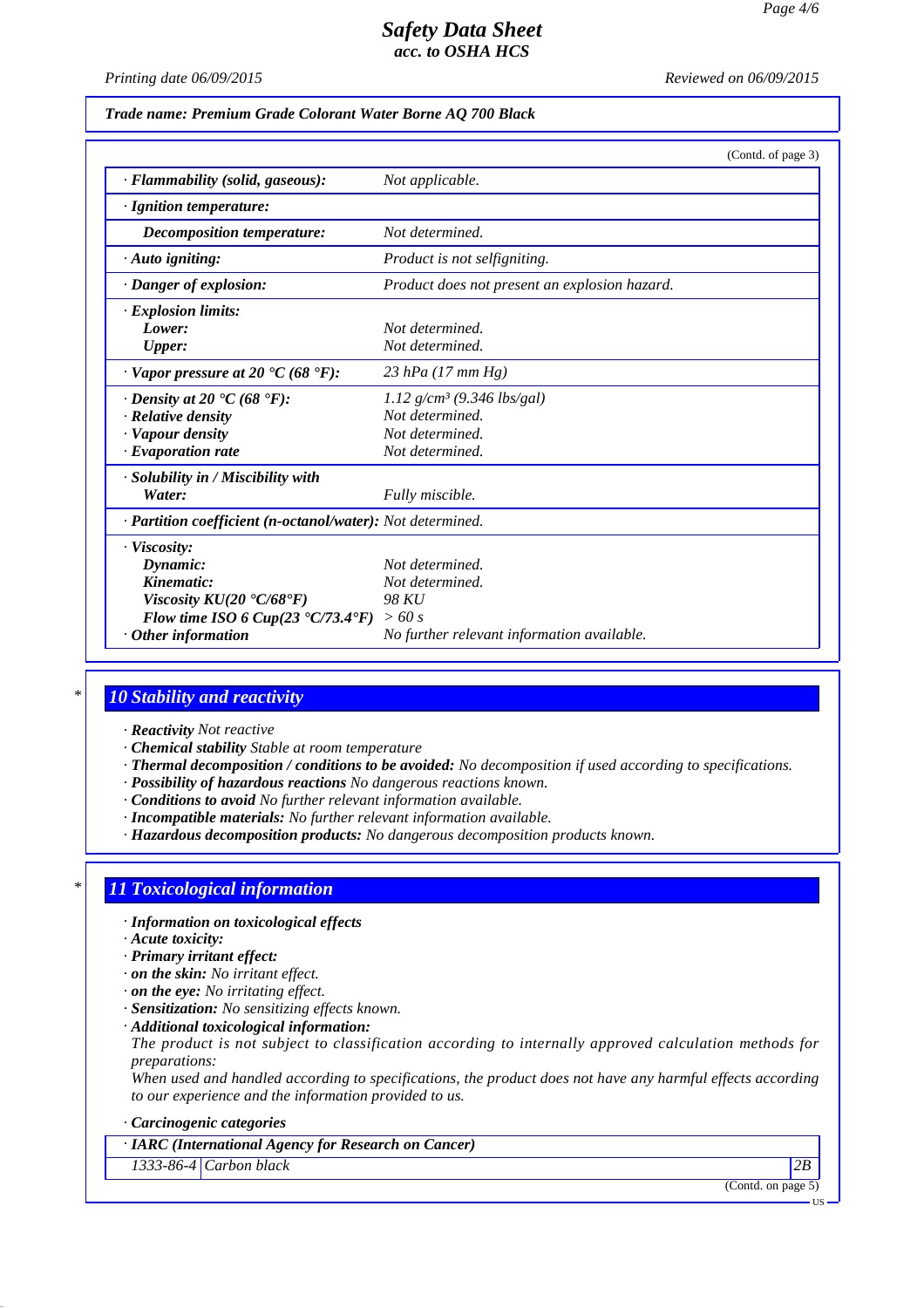*Safety Data Sheet*
*acc. to OSHA HCS*

Printing date 06/09/2015 Reviewed on 06/09/2015

**Trade name: Premium Grade Colorant Water Borne AQ 700 Black**

(Contd. of page 3)

| | |
|---|---|
| · **Flammability (solid, gaseous):** | Not applicable. |
| · **Ignition temperature:** | |
| **Decomposition temperature:** | Not determined. |
| · **Auto igniting:** | Product is not selfigniting. |
| · **Danger of explosion:** | Product does not present an explosion hazard. |
| · **Explosion limits:** | |
| **Lower:** | Not determined. |
| **Upper:** | Not determined. |
| · **Vapor pressure at 20 °C (68 °F):** | 23 hPa (17 mm Hg) |
| · **Density at 20 °C (68 °F):** | 1.12 g/cm³ (9.346 lbs/gal) |
| · **Relative density** | Not determined. |
| · **Vapour density** | Not determined. |
| · **Evaporation rate** | Not determined. |
| · **Solubility in / Miscibility with** | |
| **Water:** | Fully miscible. |
| · **Partition coefficient (n-octanol/water):** | Not determined. |
| · **Viscosity:** | |
| **Dynamic:** | Not determined. |
| **Kinematic:** | Not determined. |
| **Viscosity KU(20 °C/68°F)** | 98 KU |
| **Flow time ISO 6 Cup(23 °C/73.4°F)** | > 60 s |
| · **Other information** | No further relevant information available. |

## 10 Stability and reactivity

· **Reactivity** Not reactive
· **Chemical stability** Stable at room temperature
· **Thermal decomposition / conditions to be avoided:** No decomposition if used according to specifications.
· **Possibility of hazardous reactions** No dangerous reactions known.
· **Conditions to avoid** No further relevant information available.
· **Incompatible materials:** No further relevant information available.
· **Hazardous decomposition products:** No dangerous decomposition products known.

## 11 Toxicological information

· **Information on toxicological effects**
· **Acute toxicity:**
· **Primary irritant effect:**
· **on the skin:** No irritant effect.
· **on the eye:** No irritating effect.
· **Sensitization:** No sensitizing effects known.
· **Additional toxicological information:**
The product is not subject to classification according to internally approved calculation methods for preparations:
When used and handled according to specifications, the product does not have any harmful effects according to our experience and the information provided to us.

· **Carcinogenic categories**

| · **IARC (International Agency for Research on Cancer)** | | |
|---|---|---|
| 1333-86-4 | Carbon black | 2B |

(Contd. on page 5)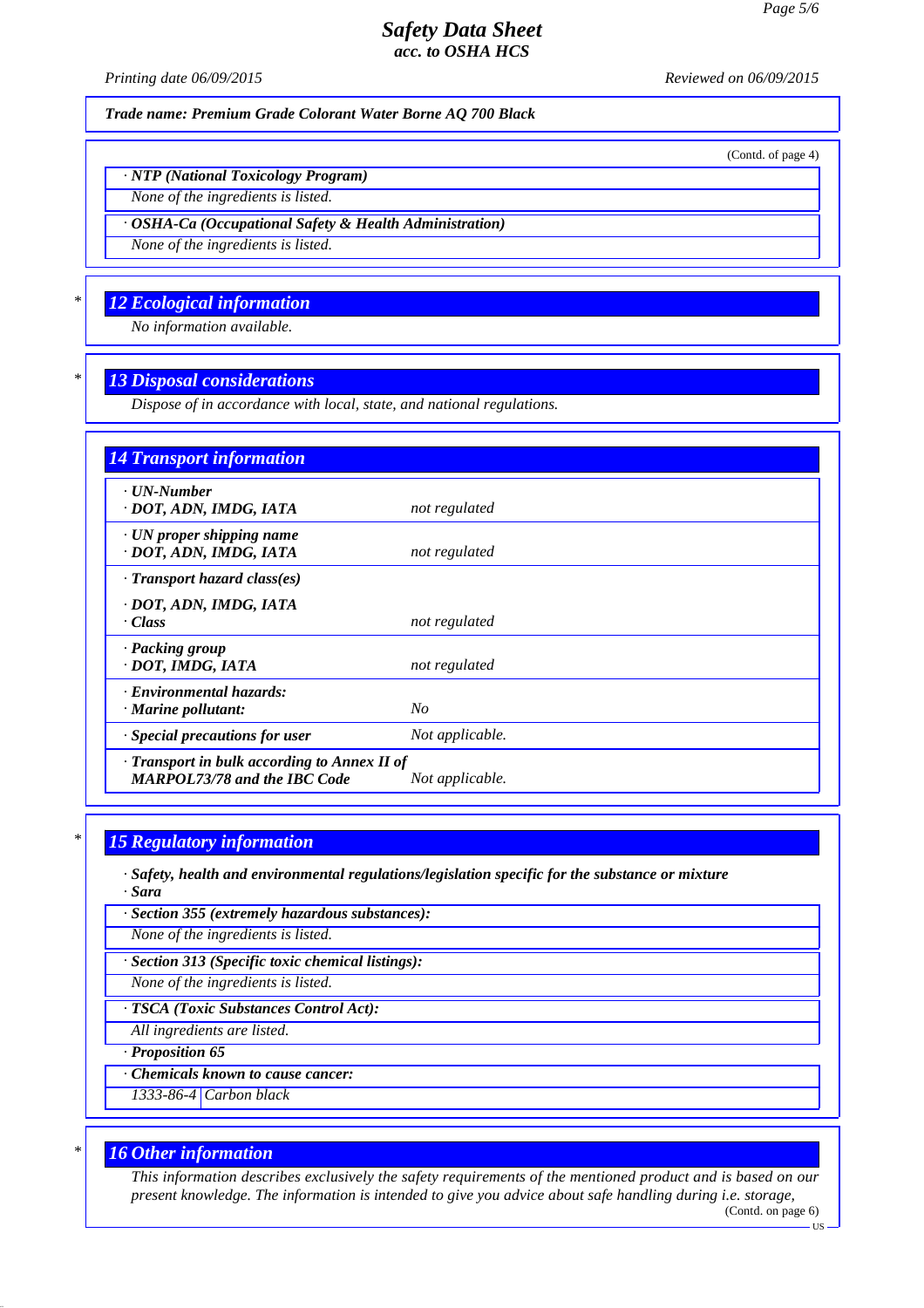**Trade name: Premium Grade Colorant Water Borne AQ 700 Black**

(Contd. of page 4)

· **NTP (National Toxicology Program)**

None of the ingredients is listed.

· **OSHA-Ca (Occupational Safety & Health Administration)**

None of the ingredients is listed.

## 12 Ecological information

No information available.

## 13 Disposal considerations

Dispose of in accordance with local, state, and national regulations.

## 14 Transport information

| | |
|---|---|
| · **UN-Number**<br>· **DOT, ADN, IMDG, IATA** | not regulated |
| · **UN proper shipping name**<br>· **DOT, ADN, IMDG, IATA** | not regulated |
| · **Transport hazard class(es)**<br>· **DOT, ADN, IMDG, IATA**<br>· **Class** | not regulated |
| · **Packing group**<br>· **DOT, IMDG, IATA** | not regulated |
| · **Environmental hazards:**<br>· **Marine pollutant:** | No |
| · **Special precautions for user** | Not applicable. |
| · **Transport in bulk according to Annex II of MARPOL73/78 and the IBC Code** | Not applicable. |

## 15 Regulatory information

· **Safety, health and environmental regulations/legislation specific for the substance or mixture**

· **Sara**

· **Section 355 (extremely hazardous substances):**

None of the ingredients is listed.

· **Section 313 (Specific toxic chemical listings):**

None of the ingredients is listed.

· **TSCA (Toxic Substances Control Act):**

All ingredients are listed.

· **Proposition 65**

· **Chemicals known to cause cancer:**

| | |
|---|---|
| 1333-86-4 | Carbon black |

## 16 Other information

This information describes exclusively the safety requirements of the mentioned product and is based on our present knowledge. The information is intended to give you advice about safe handling during i.e. storage,

(Contd. on page 6)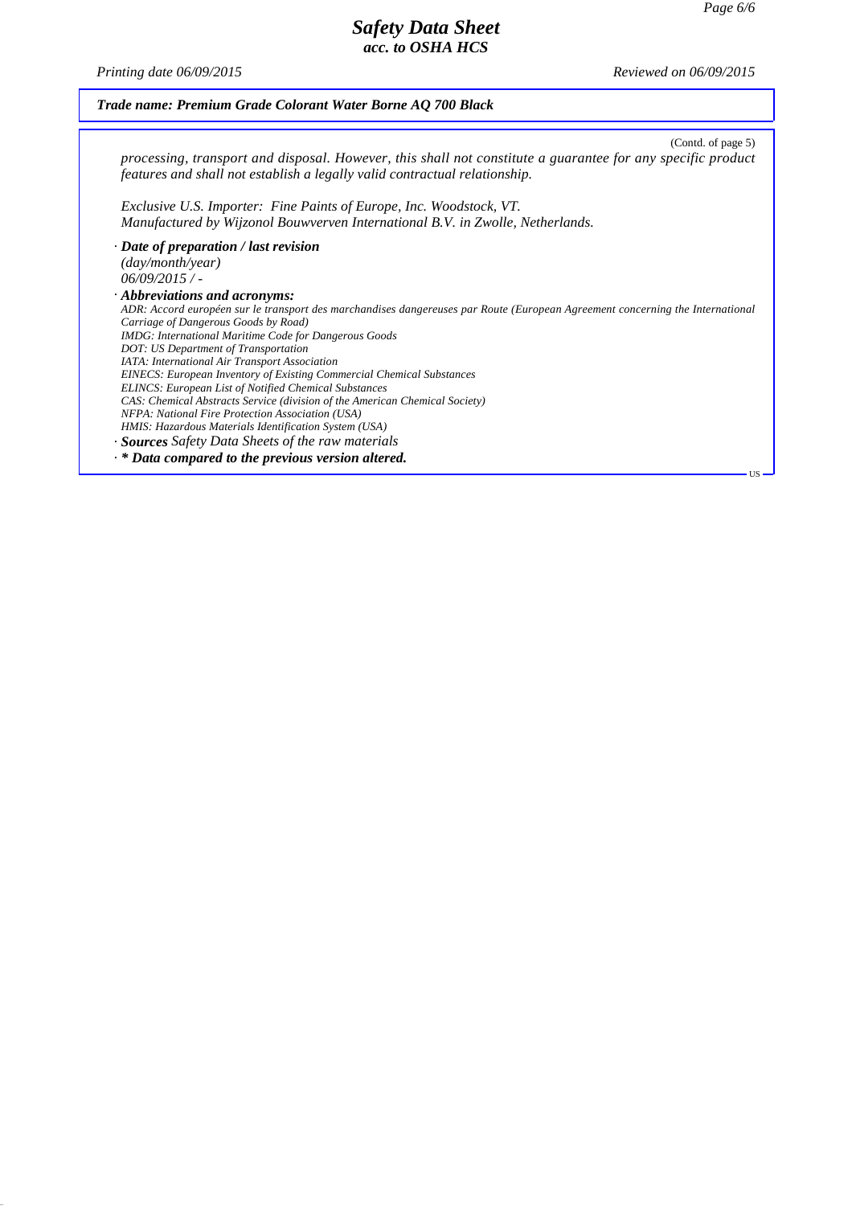(Contd. of page 5)

*processing, transport and disposal. However, this shall not constitute a guarantee for any specific product features and shall not establish a legally valid contractual relationship.*

*Exclusive U.S. Importer: Fine Paints of Europe, Inc. Woodstock, VT.*
*Manufactured by Wijzonol Bouwverven International B.V. in Zwolle, Netherlands.*

· ***Date of preparation / last revision***
*(day/month/year)*
*06/09/2015 / -*

· ***Abbreviations and acronyms:***
*ADR: Accord européen sur le transport des marchandises dangereuses par Route (European Agreement concerning the International Carriage of Dangerous Goods by Road)*
*IMDG: International Maritime Code for Dangerous Goods*
*DOT: US Department of Transportation*
*IATA: International Air Transport Association*
*EINECS: European Inventory of Existing Commercial Chemical Substances*
*ELINCS: European List of Notified Chemical Substances*
*CAS: Chemical Abstracts Service (division of the American Chemical Society)*
*NFPA: National Fire Protection Association (USA)*
*HMIS: Hazardous Materials Identification System (USA)*

· ***Sources*** *Safety Data Sheets of the raw materials*

· ***\* Data compared to the previous version altered.***